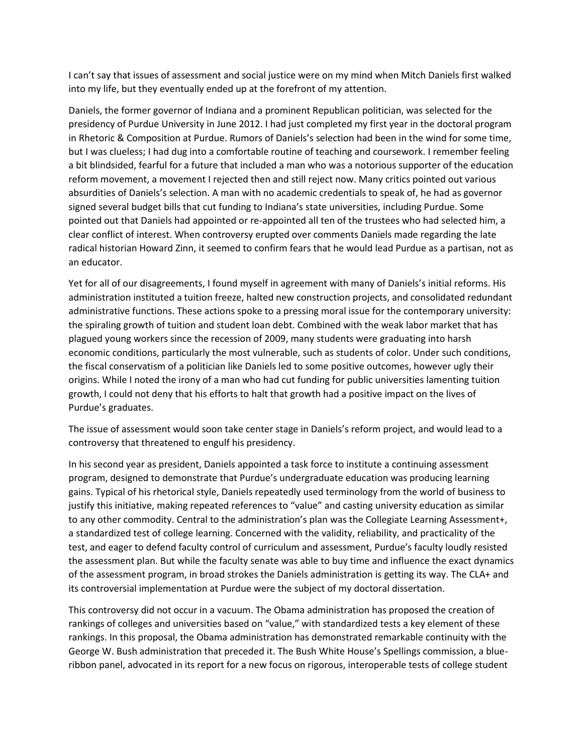I can't say that issues of assessment and social justice were on my mind when Mitch Daniels first walked into my life, but they eventually ended up at the forefront of my attention.

Daniels, the former governor of Indiana and a prominent Republican politician, was selected for the presidency of Purdue University in June 2012. I had just completed my first year in the doctoral program in Rhetoric & Composition at Purdue. Rumors of Daniels's selection had been in the wind for some time, but I was clueless; I had dug into a comfortable routine of teaching and coursework. I remember feeling a bit blindsided, fearful for a future that included a man who was a notorious supporter of the education reform movement, a movement I rejected then and still reject now. Many critics pointed out various absurdities of Daniels's selection. A man with no academic credentials to speak of, he had as governor signed several budget bills that cut funding to Indiana's state universities, including Purdue. Some pointed out that Daniels had appointed or re-appointed all ten of the trustees who had selected him, a clear conflict of interest. When controversy erupted over comments Daniels made regarding the late radical historian Howard Zinn, it seemed to confirm fears that he would lead Purdue as a partisan, not as an educator.

Yet for all of our disagreements, I found myself in agreement with many of Daniels's initial reforms. His administration instituted a tuition freeze, halted new construction projects, and consolidated redundant administrative functions. These actions spoke to a pressing moral issue for the contemporary university: the spiraling growth of tuition and student loan debt. Combined with the weak labor market that has plagued young workers since the recession of 2009, many students were graduating into harsh economic conditions, particularly the most vulnerable, such as students of color. Under such conditions, the fiscal conservatism of a politician like Daniels led to some positive outcomes, however ugly their origins. While I noted the irony of a man who had cut funding for public universities lamenting tuition growth, I could not deny that his efforts to halt that growth had a positive impact on the lives of Purdue's graduates.

The issue of assessment would soon take center stage in Daniels's reform project, and would lead to a controversy that threatened to engulf his presidency.

In his second year as president, Daniels appointed a task force to institute a continuing assessment program, designed to demonstrate that Purdue's undergraduate education was producing learning gains. Typical of his rhetorical style, Daniels repeatedly used terminology from the world of business to justify this initiative, making repeated references to "value" and casting university education as similar to any other commodity. Central to the administration's plan was the Collegiate Learning Assessment+, a standardized test of college learning. Concerned with the validity, reliability, and practicality of the test, and eager to defend faculty control of curriculum and assessment, Purdue's faculty loudly resisted the assessment plan. But while the faculty senate was able to buy time and influence the exact dynamics of the assessment program, in broad strokes the Daniels administration is getting its way. The CLA+ and its controversial implementation at Purdue were the subject of my doctoral dissertation.

This controversy did not occur in a vacuum. The Obama administration has proposed the creation of rankings of colleges and universities based on "value," with standardized tests a key element of these rankings. In this proposal, the Obama administration has demonstrated remarkable continuity with the George W. Bush administration that preceded it. The Bush White House's Spellings commission, a blue-ribbon panel, advocated in its report for a new focus on rigorous, interoperable tests of college student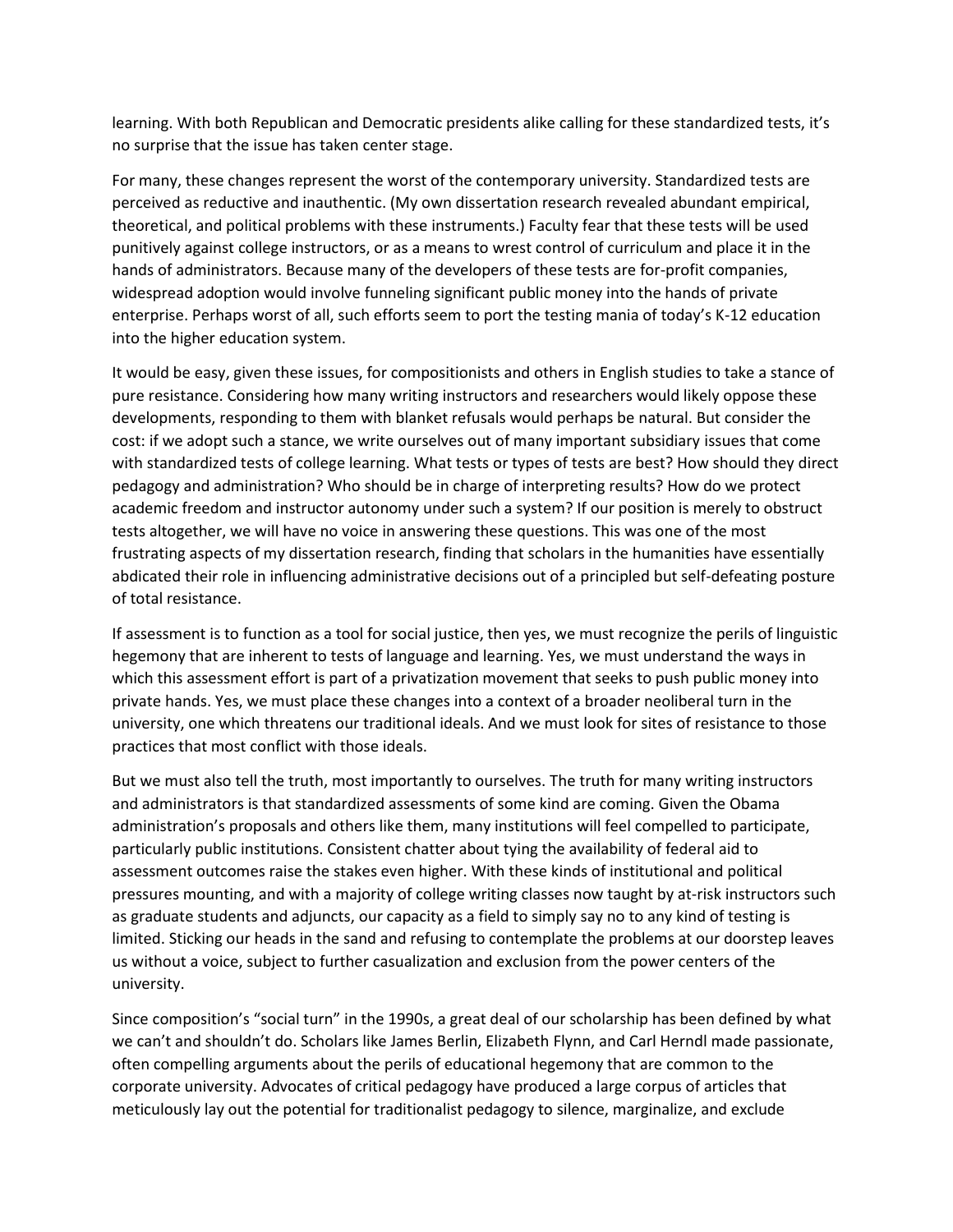learning. With both Republican and Democratic presidents alike calling for these standardized tests, it's no surprise that the issue has taken center stage.

For many, these changes represent the worst of the contemporary university. Standardized tests are perceived as reductive and inauthentic. (My own dissertation research revealed abundant empirical, theoretical, and political problems with these instruments.) Faculty fear that these tests will be used punitively against college instructors, or as a means to wrest control of curriculum and place it in the hands of administrators. Because many of the developers of these tests are for-profit companies, widespread adoption would involve funneling significant public money into the hands of private enterprise. Perhaps worst of all, such efforts seem to port the testing mania of today's K-12 education into the higher education system.

It would be easy, given these issues, for compositionists and others in English studies to take a stance of pure resistance. Considering how many writing instructors and researchers would likely oppose these developments, responding to them with blanket refusals would perhaps be natural. But consider the cost: if we adopt such a stance, we write ourselves out of many important subsidiary issues that come with standardized tests of college learning. What tests or types of tests are best? How should they direct pedagogy and administration? Who should be in charge of interpreting results? How do we protect academic freedom and instructor autonomy under such a system? If our position is merely to obstruct tests altogether, we will have no voice in answering these questions. This was one of the most frustrating aspects of my dissertation research, finding that scholars in the humanities have essentially abdicated their role in influencing administrative decisions out of a principled but self-defeating posture of total resistance.

If assessment is to function as a tool for social justice, then yes, we must recognize the perils of linguistic hegemony that are inherent to tests of language and learning. Yes, we must understand the ways in which this assessment effort is part of a privatization movement that seeks to push public money into private hands. Yes, we must place these changes into a context of a broader neoliberal turn in the university, one which threatens our traditional ideals. And we must look for sites of resistance to those practices that most conflict with those ideals.

But we must also tell the truth, most importantly to ourselves. The truth for many writing instructors and administrators is that standardized assessments of some kind are coming. Given the Obama administration's proposals and others like them, many institutions will feel compelled to participate, particularly public institutions. Consistent chatter about tying the availability of federal aid to assessment outcomes raise the stakes even higher. With these kinds of institutional and political pressures mounting, and with a majority of college writing classes now taught by at-risk instructors such as graduate students and adjuncts, our capacity as a field to simply say no to any kind of testing is limited. Sticking our heads in the sand and refusing to contemplate the problems at our doorstep leaves us without a voice, subject to further casualization and exclusion from the power centers of the university.

Since composition's "social turn" in the 1990s, a great deal of our scholarship has been defined by what we can't and shouldn't do. Scholars like James Berlin, Elizabeth Flynn, and Carl Herndl made passionate, often compelling arguments about the perils of educational hegemony that are common to the corporate university. Advocates of critical pedagogy have produced a large corpus of articles that meticulously lay out the potential for traditionalist pedagogy to silence, marginalize, and exclude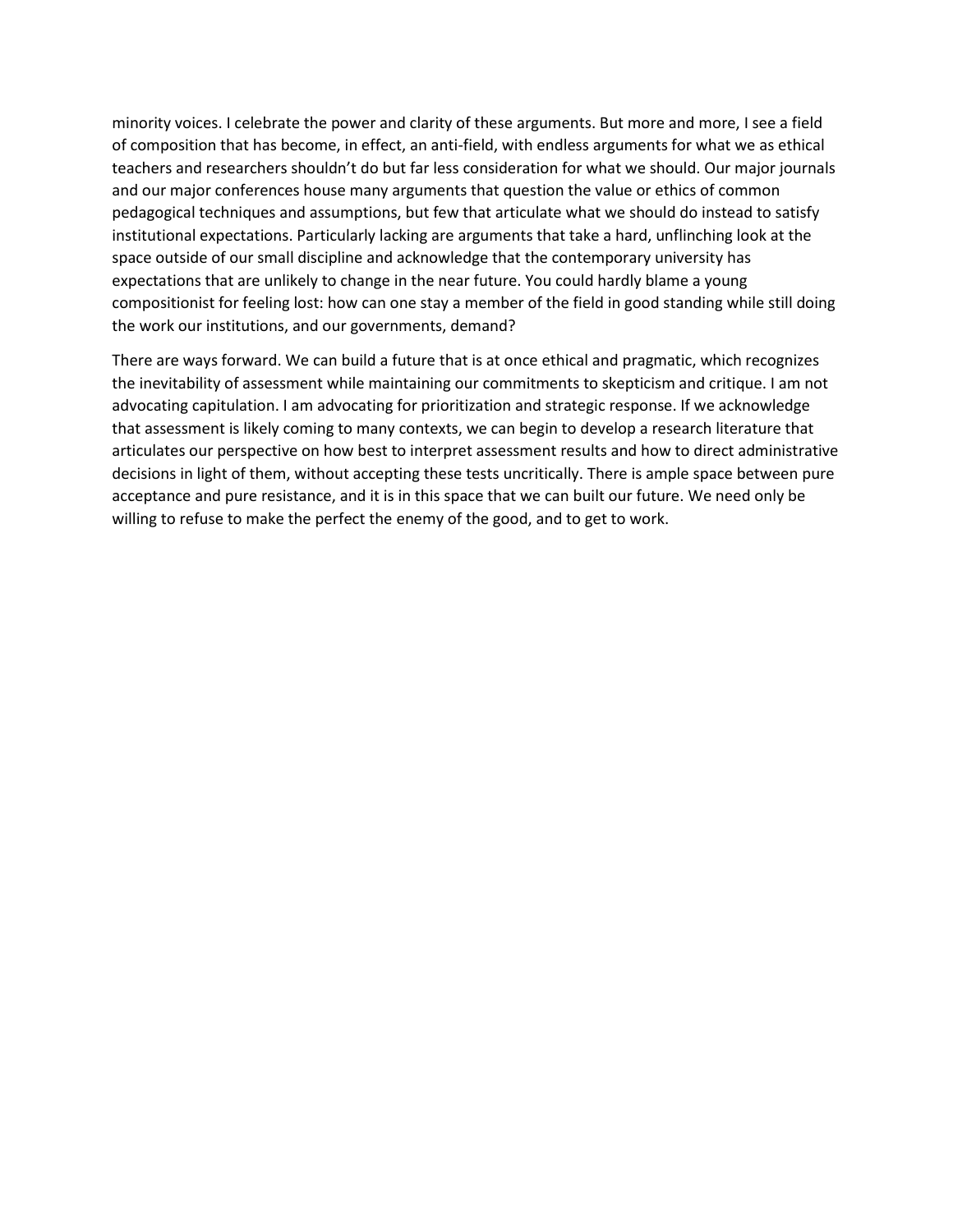minority voices. I celebrate the power and clarity of these arguments. But more and more, I see a field of composition that has become, in effect, an anti-field, with endless arguments for what we as ethical teachers and researchers shouldn't do but far less consideration for what we should. Our major journals and our major conferences house many arguments that question the value or ethics of common pedagogical techniques and assumptions, but few that articulate what we should do instead to satisfy institutional expectations. Particularly lacking are arguments that take a hard, unflinching look at the space outside of our small discipline and acknowledge that the contemporary university has expectations that are unlikely to change in the near future. You could hardly blame a young compositionist for feeling lost: how can one stay a member of the field in good standing while still doing the work our institutions, and our governments, demand?

There are ways forward. We can build a future that is at once ethical and pragmatic, which recognizes the inevitability of assessment while maintaining our commitments to skepticism and critique. I am not advocating capitulation. I am advocating for prioritization and strategic response. If we acknowledge that assessment is likely coming to many contexts, we can begin to develop a research literature that articulates our perspective on how best to interpret assessment results and how to direct administrative decisions in light of them, without accepting these tests uncritically. There is ample space between pure acceptance and pure resistance, and it is in this space that we can built our future. We need only be willing to refuse to make the perfect the enemy of the good, and to get to work.